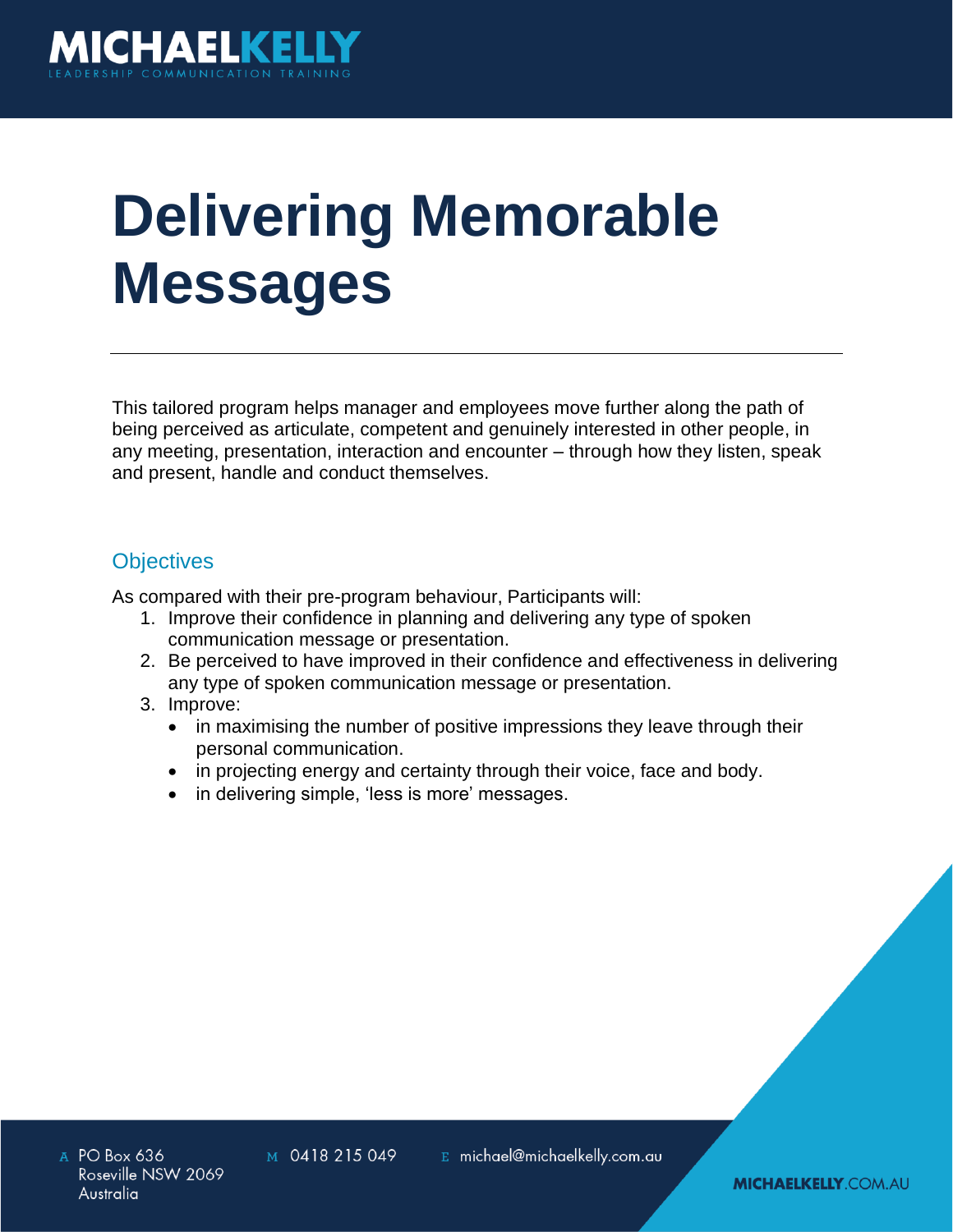# Delivering Memorable Messages

This tailored program helps manager and employees move further along the path of being perceived as articulate, competent and genuinely interested in other people, in any meeting, presentation, interaction and encounter – through how they listen, speak and present, handle and conduct themselves.

## Objectives

As compared with their pre-program behaviour, Participants will:

1. Improve their confidence in planning and delivering any type of spoken communication message or presentation.
2. Be perceived to have improved in their confidence and effectiveness in delivering any type of spoken communication message or presentation.
3. Improve:
   - in maximising the number of positive impressions they leave through their personal communication.
   - in projecting energy and certainty through their voice, face and body.
   - in delivering simple, 'less is more' messages.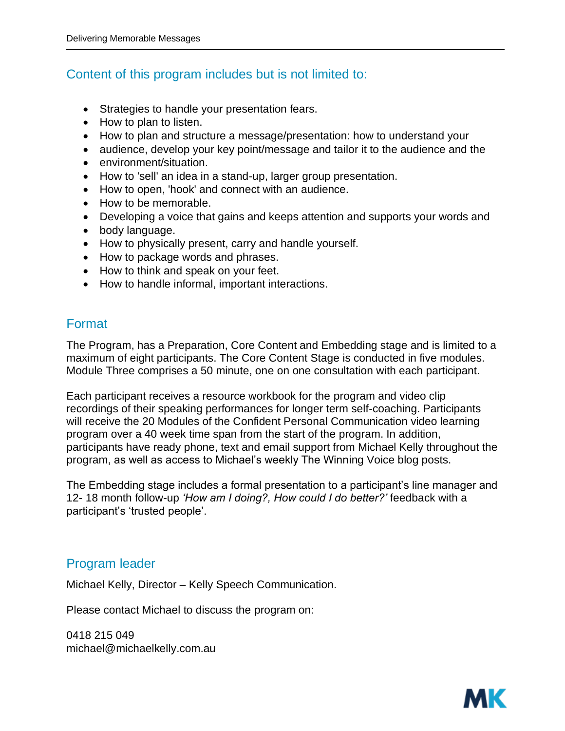## Content of this program includes but is not limited to:

- Strategies to handle your presentation fears.
- How to plan to listen.
- How to plan and structure a message/presentation: how to understand your
- audience, develop your key point/message and tailor it to the audience and the
- environment/situation.
- How to 'sell' an idea in a stand-up, larger group presentation.
- How to open, 'hook' and connect with an audience.
- How to be memorable.
- Developing a voice that gains and keeps attention and supports your words and
- body language.
- How to physically present, carry and handle yourself.
- How to package words and phrases.
- How to think and speak on your feet.
- How to handle informal, important interactions.

## Format

The Program, has a Preparation, Core Content and Embedding stage and is limited to a maximum of eight participants. The Core Content Stage is conducted in five modules. Module Three comprises a 50 minute, one on one consultation with each participant.

Each participant receives a resource workbook for the program and video clip recordings of their speaking performances for longer term self-coaching. Participants will receive the 20 Modules of the Confident Personal Communication video learning program over a 40 week time span from the start of the program. In addition, participants have ready phone, text and email support from Michael Kelly throughout the program, as well as access to Michael's weekly The Winning Voice blog posts.

The Embedding stage includes a formal presentation to a participant's line manager and 12- 18 month follow-up *'How am I doing?, How could I do better?'* feedback with a participant's 'trusted people'.

## Program leader

Michael Kelly, Director – Kelly Speech Communication.

Please contact Michael to discuss the program on:

0418 215 049
michael@michaelkelly.com.au

MK